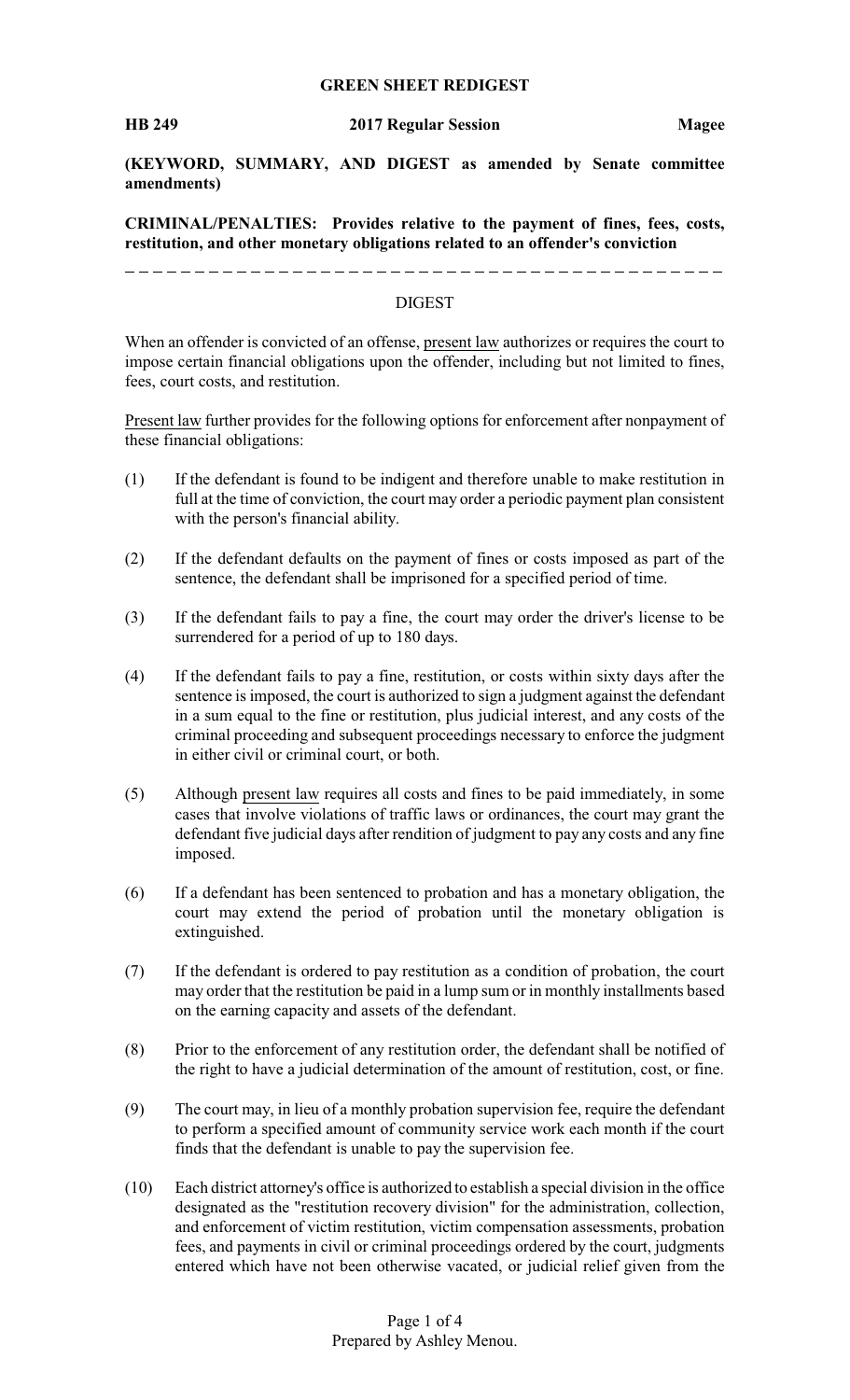**GREEN SHEET REDIGEST**

**HB 249** **2017 Regular Session** **Magee**

**(KEYWORD, SUMMARY, AND DIGEST as amended by Senate committee amendments)**

**CRIMINAL/PENALTIES: Provides relative to the payment of fines, fees, costs, restitution, and other monetary obligations related to an offender's conviction**

---

DIGEST

When an offender is convicted of an offense, present law authorizes or requires the court to impose certain financial obligations upon the offender, including but not limited to fines, fees, court costs, and restitution.

Present law further provides for the following options for enforcement after nonpayment of these financial obligations:

(1) If the defendant is found to be indigent and therefore unable to make restitution in full at the time of conviction, the court may order a periodic payment plan consistent with the person's financial ability.

(2) If the defendant defaults on the payment of fines or costs imposed as part of the sentence, the defendant shall be imprisoned for a specified period of time.

(3) If the defendant fails to pay a fine, the court may order the driver's license to be surrendered for a period of up to 180 days.

(4) If the defendant fails to pay a fine, restitution, or costs within sixty days after the sentence is imposed, the court is authorized to sign a judgment against the defendant in a sum equal to the fine or restitution, plus judicial interest, and any costs of the criminal proceeding and subsequent proceedings necessary to enforce the judgment in either civil or criminal court, or both.

(5) Although present law requires all costs and fines to be paid immediately, in some cases that involve violations of traffic laws or ordinances, the court may grant the defendant five judicial days after rendition of judgment to pay any costs and any fine imposed.

(6) If a defendant has been sentenced to probation and has a monetary obligation, the court may extend the period of probation until the monetary obligation is extinguished.

(7) If the defendant is ordered to pay restitution as a condition of probation, the court may order that the restitution be paid in a lump sum or in monthly installments based on the earning capacity and assets of the defendant.

(8) Prior to the enforcement of any restitution order, the defendant shall be notified of the right to have a judicial determination of the amount of restitution, cost, or fine.

(9) The court may, in lieu of a monthly probation supervision fee, require the defendant to perform a specified amount of community service work each month if the court finds that the defendant is unable to pay the supervision fee.

(10) Each district attorney's office is authorized to establish a special division in the office designated as the "restitution recovery division" for the administration, collection, and enforcement of victim restitution, victim compensation assessments, probation fees, and payments in civil or criminal proceedings ordered by the court, judgments entered which have not been otherwise vacated, or judicial relief given from the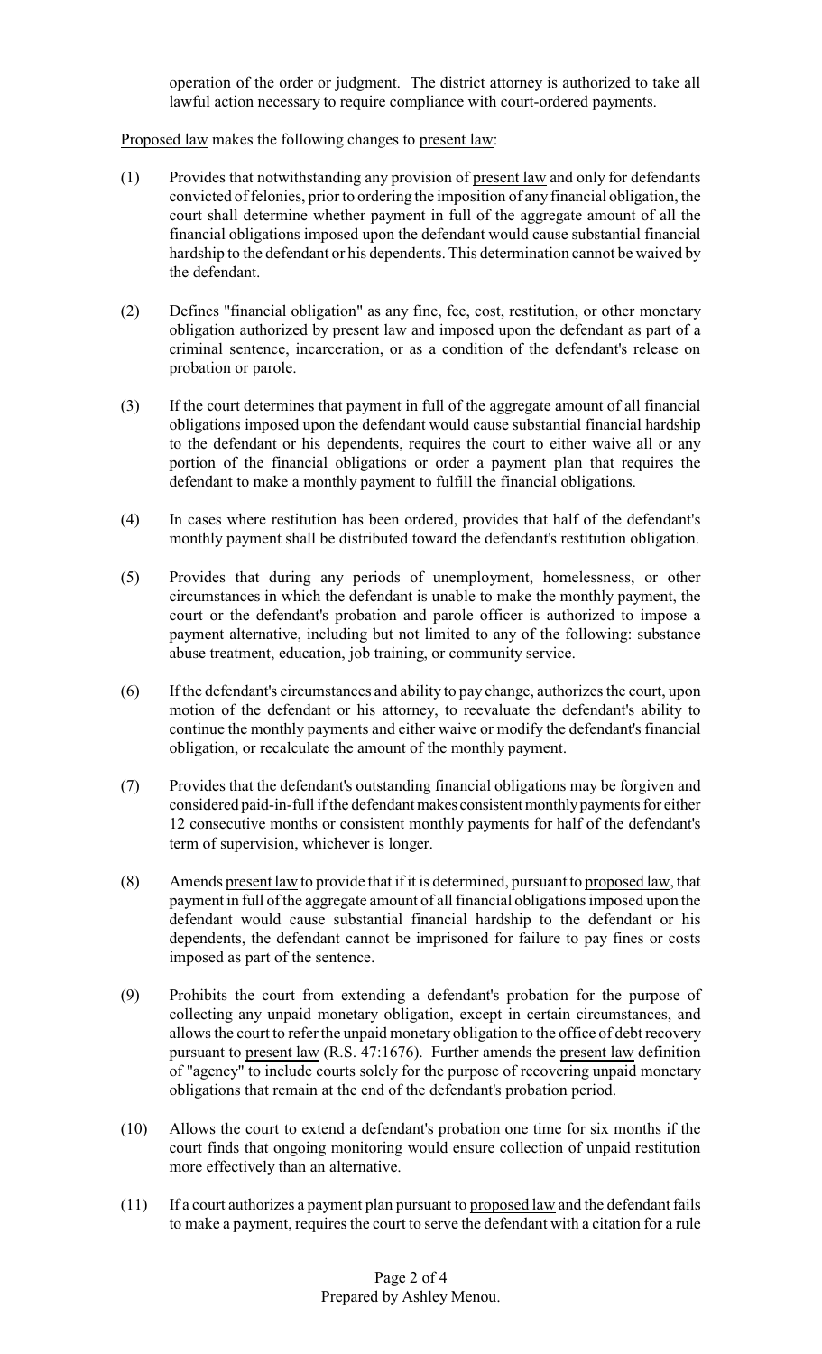operation of the order or judgment. The district attorney is authorized to take all lawful action necessary to require compliance with court-ordered payments.

Proposed law makes the following changes to present law:

(1) Provides that notwithstanding any provision of present law and only for defendants convicted of felonies, prior to ordering the imposition of any financial obligation, the court shall determine whether payment in full of the aggregate amount of all the financial obligations imposed upon the defendant would cause substantial financial hardship to the defendant or his dependents. This determination cannot be waived by the defendant.

(2) Defines "financial obligation" as any fine, fee, cost, restitution, or other monetary obligation authorized by present law and imposed upon the defendant as part of a criminal sentence, incarceration, or as a condition of the defendant's release on probation or parole.

(3) If the court determines that payment in full of the aggregate amount of all financial obligations imposed upon the defendant would cause substantial financial hardship to the defendant or his dependents, requires the court to either waive all or any portion of the financial obligations or order a payment plan that requires the defendant to make a monthly payment to fulfill the financial obligations.

(4) In cases where restitution has been ordered, provides that half of the defendant's monthly payment shall be distributed toward the defendant's restitution obligation.

(5) Provides that during any periods of unemployment, homelessness, or other circumstances in which the defendant is unable to make the monthly payment, the court or the defendant's probation and parole officer is authorized to impose a payment alternative, including but not limited to any of the following: substance abuse treatment, education, job training, or community service.

(6) If the defendant's circumstances and ability to pay change, authorizes the court, upon motion of the defendant or his attorney, to reevaluate the defendant's ability to continue the monthly payments and either waive or modify the defendant's financial obligation, or recalculate the amount of the monthly payment.

(7) Provides that the defendant's outstanding financial obligations may be forgiven and considered paid-in-full if the defendant makes consistent monthly payments for either 12 consecutive months or consistent monthly payments for half of the defendant's term of supervision, whichever is longer.

(8) Amends present law to provide that if it is determined, pursuant to proposed law, that payment in full of the aggregate amount of all financial obligations imposed upon the defendant would cause substantial financial hardship to the defendant or his dependents, the defendant cannot be imprisoned for failure to pay fines or costs imposed as part of the sentence.

(9) Prohibits the court from extending a defendant's probation for the purpose of collecting any unpaid monetary obligation, except in certain circumstances, and allows the court to refer the unpaid monetary obligation to the office of debt recovery pursuant to present law (R.S. 47:1676). Further amends the present law definition of "agency" to include courts solely for the purpose of recovering unpaid monetary obligations that remain at the end of the defendant's probation period.

(10) Allows the court to extend a defendant's probation one time for six months if the court finds that ongoing monitoring would ensure collection of unpaid restitution more effectively than an alternative.

(11) If a court authorizes a payment plan pursuant to proposed law and the defendant fails to make a payment, requires the court to serve the defendant with a citation for a rule

Prepared by Ashley Menou.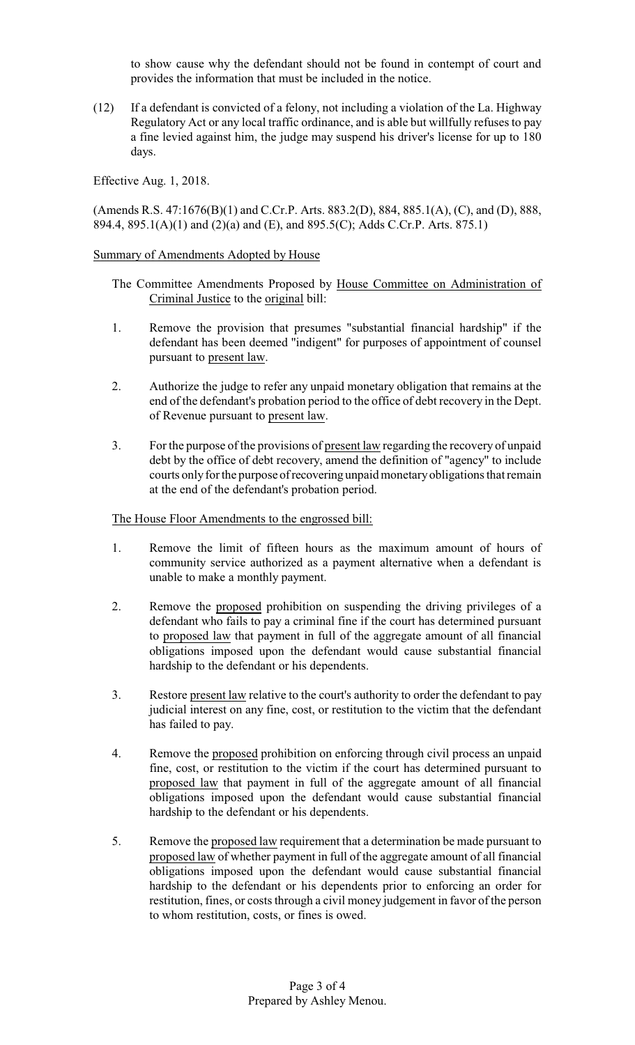to show cause why the defendant should not be found in contempt of court and provides the information that must be included in the notice.

(12) If a defendant is convicted of a felony, not including a violation of the La. Highway Regulatory Act or any local traffic ordinance, and is able but willfully refuses to pay a fine levied against him, the judge may suspend his driver's license for up to 180 days.

Effective Aug. 1, 2018.

(Amends R.S. 47:1676(B)(1) and C.Cr.P. Arts. 883.2(D), 884, 885.1(A), (C), and (D), 888, 894.4, 895.1(A)(1) and (2)(a) and (E), and 895.5(C); Adds C.Cr.P. Arts. 875.1)

Summary of Amendments Adopted by House

The Committee Amendments Proposed by House Committee on Administration of Criminal Justice to the original bill:

1. Remove the provision that presumes "substantial financial hardship" if the defendant has been deemed "indigent" for purposes of appointment of counsel pursuant to present law.

2. Authorize the judge to refer any unpaid monetary obligation that remains at the end of the defendant's probation period to the office of debt recovery in the Dept. of Revenue pursuant to present law.

3. For the purpose of the provisions of present law regarding the recovery of unpaid debt by the office of debt recovery, amend the definition of "agency" to include courts only for the purpose of recovering unpaid monetary obligations that remain at the end of the defendant's probation period.

The House Floor Amendments to the engrossed bill:

1. Remove the limit of fifteen hours as the maximum amount of hours of community service authorized as a payment alternative when a defendant is unable to make a monthly payment.

2. Remove the proposed prohibition on suspending the driving privileges of a defendant who fails to pay a criminal fine if the court has determined pursuant to proposed law that payment in full of the aggregate amount of all financial obligations imposed upon the defendant would cause substantial financial hardship to the defendant or his dependents.

3. Restore present law relative to the court's authority to order the defendant to pay judicial interest on any fine, cost, or restitution to the victim that the defendant has failed to pay.

4. Remove the proposed prohibition on enforcing through civil process an unpaid fine, cost, or restitution to the victim if the court has determined pursuant to proposed law that payment in full of the aggregate amount of all financial obligations imposed upon the defendant would cause substantial financial hardship to the defendant or his dependents.

5. Remove the proposed law requirement that a determination be made pursuant to proposed law of whether payment in full of the aggregate amount of all financial obligations imposed upon the defendant would cause substantial financial hardship to the defendant or his dependents prior to enforcing an order for restitution, fines, or costs through a civil money judgement in favor of the person to whom restitution, costs, or fines is owed.

Prepared by Ashley Menou.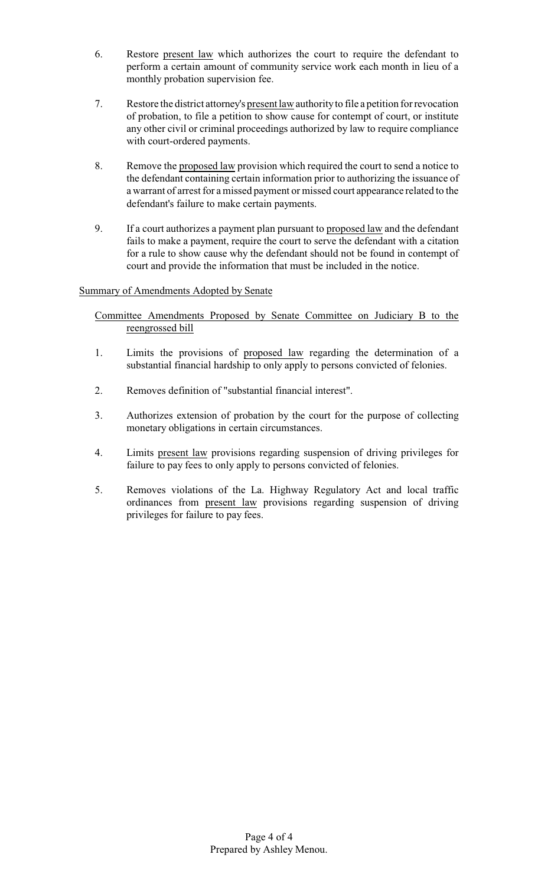6. Restore present law which authorizes the court to require the defendant to perform a certain amount of community service work each month in lieu of a monthly probation supervision fee.

7. Restore the district attorney's present law authority to file a petition for revocation of probation, to file a petition to show cause for contempt of court, or institute any other civil or criminal proceedings authorized by law to require compliance with court-ordered payments.

8. Remove the proposed law provision which required the court to send a notice to the defendant containing certain information prior to authorizing the issuance of a warrant of arrest for a missed payment or missed court appearance related to the defendant's failure to make certain payments.

9. If a court authorizes a payment plan pursuant to proposed law and the defendant fails to make a payment, require the court to serve the defendant with a citation for a rule to show cause why the defendant should not be found in contempt of court and provide the information that must be included in the notice.

Summary of Amendments Adopted by Senate

Committee Amendments Proposed by Senate Committee on Judiciary B to the reengrossed bill

1. Limits the provisions of proposed law regarding the determination of a substantial financial hardship to only apply to persons convicted of felonies.

2. Removes definition of "substantial financial interest".

3. Authorizes extension of probation by the court for the purpose of collecting monetary obligations in certain circumstances.

4. Limits present law provisions regarding suspension of driving privileges for failure to pay fees to only apply to persons convicted of felonies.

5. Removes violations of the La. Highway Regulatory Act and local traffic ordinances from present law provisions regarding suspension of driving privileges for failure to pay fees.

Prepared by Ashley Menou.